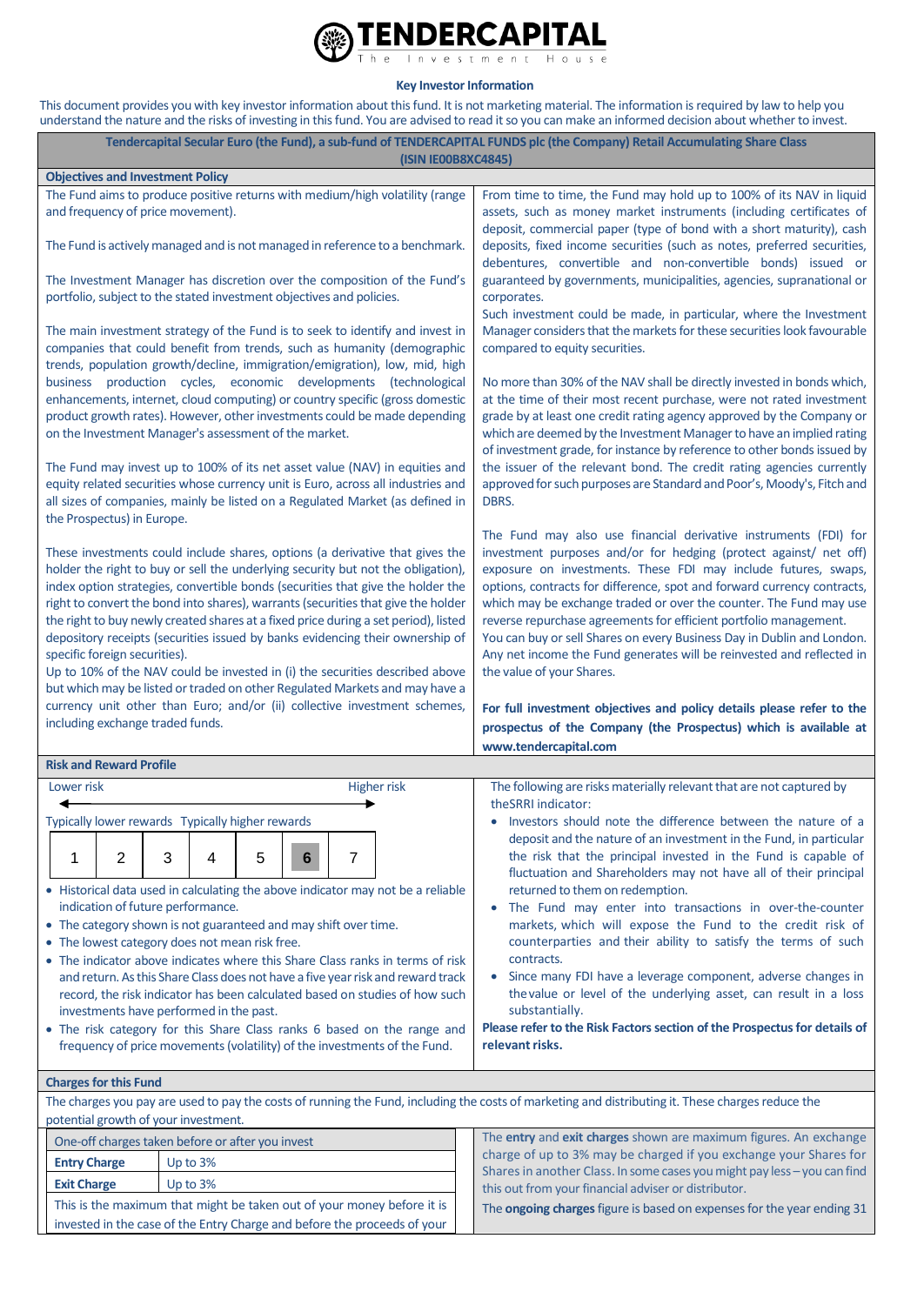**TENDERCAPITAL**
The Investment House

## Key Investor Information

This document provides you with key investor information about this fund. It is not marketing material. The information is required by law to help you understand the nature and the risks of investing in this fund. You are advised to read it so you can make an informed decision about whether to invest.

**Tendercapital Secular Euro (the Fund), a sub-fund of TENDERCAPITAL FUNDS plc (the Company) Retail Accumulating Share Class (ISIN IE00B8XC4845)**

### Objectives and Investment Policy

The Fund aims to produce positive returns with medium/high volatility (range and frequency of price movement).

The Fund is actively managed and is not managed in reference to a benchmark.

The Investment Manager has discretion over the composition of the Fund's portfolio, subject to the stated investment objectives and policies.

The main investment strategy of the Fund is to seek to identify and invest in companies that could benefit from trends, such as humanity (demographic trends, population growth/decline, immigration/emigration), low, mid, high business production cycles, economic developments (technological enhancements, internet, cloud computing) or country specific (gross domestic product growth rates). However, other investments could be made depending on the Investment Manager's assessment of the market.

The Fund may invest up to 100% of its net asset value (NAV) in equities and equity related securities whose currency unit is Euro, across all industries and all sizes of companies, mainly be listed on a Regulated Market (as defined in the Prospectus) in Europe.

These investments could include shares, options (a derivative that gives the holder the right to buy or sell the underlying security but not the obligation), index option strategies, convertible bonds (securities that give the holder the right to convert the bond into shares), warrants (securities that give the holder the right to buy newly created shares at a fixed price during a set period), listed depository receipts (securities issued by banks evidencing their ownership of specific foreign securities).
Up to 10% of the NAV could be invested in (i) the securities described above but which may be listed or traded on other Regulated Markets and may have a currency unit other than Euro; and/or (ii) collective investment schemes, including exchange traded funds.

From time to time, the Fund may hold up to 100% of its NAV in liquid assets, such as money market instruments (including certificates of deposit, commercial paper (type of bond with a short maturity), cash deposits, fixed income securities (such as notes, preferred securities, debentures, convertible and non-convertible bonds) issued or guaranteed by governments, municipalities, agencies, supranational or corporates.
Such investment could be made, in particular, where the Investment Manager considers that the markets for these securities look favourable compared to equity securities.

No more than 30% of the NAV shall be directly invested in bonds which, at the time of their most recent purchase, were not rated investment grade by at least one credit rating agency approved by the Company or which are deemed by the Investment Manager to have an implied rating of investment grade, for instance by reference to other bonds issued by the issuer of the relevant bond. The credit rating agencies currently approved for such purposes are Standard and Poor's, Moody's, Fitch and DBRS.

The Fund may also use financial derivative instruments (FDI) for investment purposes and/or for hedging (protect against/ net off) exposure on investments. These FDI may include futures, swaps, options, contracts for difference, spot and forward currency contracts, which may be exchange traded or over the counter. The Fund may use reverse repurchase agreements for efficient portfolio management.
You can buy or sell Shares on every Business Day in Dublin and London.
Any net income the Fund generates will be reinvested and reflected in the value of your Shares.

**For full investment objectives and policy details please refer to the prospectus of the Company (the Prospectus) which is available at www.tendercapital.com**

### Risk and Reward Profile

Lower risk ← → Higher risk

Typically lower rewards — Typically higher rewards

| 1 | 2 | 3 | 4 | 5 | **6** | 7 |
|---|---|---|---|---|---|---|

- Historical data used in calculating the above indicator may not be a reliable indication of future performance.
- The category shown is not guaranteed and may shift over time.
- The lowest category does not mean risk free.
- The indicator above indicates where this Share Class ranks in terms of risk and return. As this Share Class does not have a five year risk and reward track record, the risk indicator has been calculated based on studies of how such investments have performed in the past.
- The risk category for this Share Class ranks 6 based on the range and frequency of price movements (volatility) of the investments of the Fund.

The following are risks materially relevant that are not captured by theSRRI indicator:

- Investors should note the difference between the nature of a deposit and the nature of an investment in the Fund, in particular the risk that the principal invested in the Fund is capable of fluctuation and Shareholders may not have all of their principal returned to them on redemption.
- The Fund may enter into transactions in over-the-counter markets, which will expose the Fund to the credit risk of counterparties and their ability to satisfy the terms of such contracts.
- Since many FDI have a leverage component, adverse changes in the value or level of the underlying asset, can result in a loss substantially.

**Please refer to the Risk Factors section of the Prospectus for details of relevant risks.**

### Charges for this Fund

The charges you pay are used to pay the costs of running the Fund, including the costs of marketing and distributing it. These charges reduce the potential growth of your investment.

| One-off charges taken before or after you invest | |
|---|---|
| **Entry Charge** | Up to 3% |
| **Exit Charge** | Up to 3% |

This is the maximum that might be taken out of your money before it is invested in the case of the Entry Charge and before the proceeds of your

The **entry** and **exit charges** shown are maximum figures. An exchange charge of up to 3% may be charged if you exchange your Shares for Shares in another Class. In some cases you might pay less – you can find this out from your financial adviser or distributor.

The **ongoing charges** figure is based on expenses for the year ending 31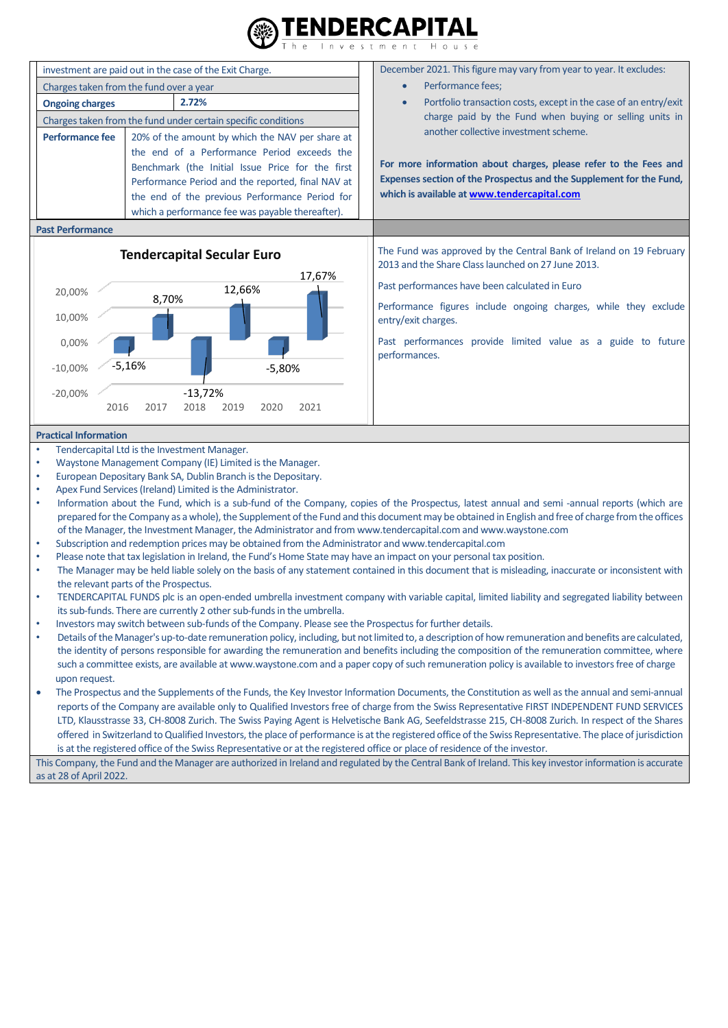| | |
|---|---|
| investment are paid out in the case of the Exit Charge. | |
| Charges taken from the fund over a year | |
| **Ongoing charges** | **2.72%** |
| Charges taken from the fund under certain specific conditions | |
| **Performance fee** | 20% of the amount by which the NAV per share at the end of a Performance Period exceeds the Benchmark (the Initial Issue Price for the first Performance Period and the reported, final NAV at the end of the previous Performance Period for which a performance fee was payable thereafter). |

December 2021. This figure may vary from year to year. It excludes:

- Performance fees;
- Portfolio transaction costs, except in the case of an entry/exit charge paid by the Fund when buying or selling units in another collective investment scheme.

**For more information about charges, please refer to the Fees and Expenses section of the Prospectus and the Supplement for the Fund, which is available at www.tendercapital.com**

## Past Performance

Tendercapital Secular Euro

20,00%
10,00%
0,00%
-10,00%
-20,00%

-5,16%
8,70%
-13,72%
12,66%
-5,80%
17,67%

2016 2017 2018 2019 2020 2021

The Fund was approved by the Central Bank of Ireland on 19 February 2013 and the Share Class launched on 27 June 2013.

Past performances have been calculated in Euro

Performance figures include ongoing charges, while they exclude entry/exit charges.

Past performances provide limited value as a guide to future performances.

## Practical Information

- Tendercapital Ltd is the Investment Manager.
- Waystone Management Company (IE) Limited is the Manager.
- European Depositary Bank SA, Dublin Branch is the Depositary.
- Apex Fund Services (Ireland) Limited is the Administrator.
- Information about the Fund, which is a sub-fund of the Company, copies of the Prospectus, latest annual and semi -annual reports (which are prepared for the Company as a whole), the Supplement of the Fund and this document may be obtained in English and free of charge from the offices of the Manager, the Investment Manager, the Administrator and from www.tendercapital.com and www.waystone.com
- Subscription and redemption prices may be obtained from the Administrator and www.tendercapital.com
- Please note that tax legislation in Ireland, the Fund's Home State may have an impact on your personal tax position.
- The Manager may be held liable solely on the basis of any statement contained in this document that is misleading, inaccurate or inconsistent with the relevant parts of the Prospectus.
- TENDERCAPITAL FUNDS plc is an open-ended umbrella investment company with variable capital, limited liability and segregated liability between its sub-funds. There are currently 2 other sub-funds in the umbrella.
- Investors may switch between sub-funds of the Company. Please see the Prospectus for further details.
- Details of the Manager's up-to-date remuneration policy, including, but not limited to, a description of how remuneration and benefits are calculated, the identity of persons responsible for awarding the remuneration and benefits including the composition of the remuneration committee, where such a committee exists, are available at www.waystone.com and a paper copy of such remuneration policy is available to investors free of charge upon request.
- The Prospectus and the Supplements of the Funds, the Key Investor Information Documents, the Constitution as well as the annual and semi-annual reports of the Company are available only to Qualified Investors free of charge from the Swiss Representative FIRST INDEPENDENT FUND SERVICES LTD, Klausstrasse 33, CH-8008 Zurich. The Swiss Paying Agent is Helvetische Bank AG, Seefeldstrasse 215, CH-8008 Zurich. In respect of the Shares offered in Switzerland to Qualified Investors, the place of performance is at the registered office of the Swiss Representative. The place of jurisdiction is at the registered office of the Swiss Representative or at the registered office or place of residence of the investor.

This Company, the Fund and the Manager are authorized in Ireland and regulated by the Central Bank of Ireland. This key investor information is accurate as at 28 of April 2022.